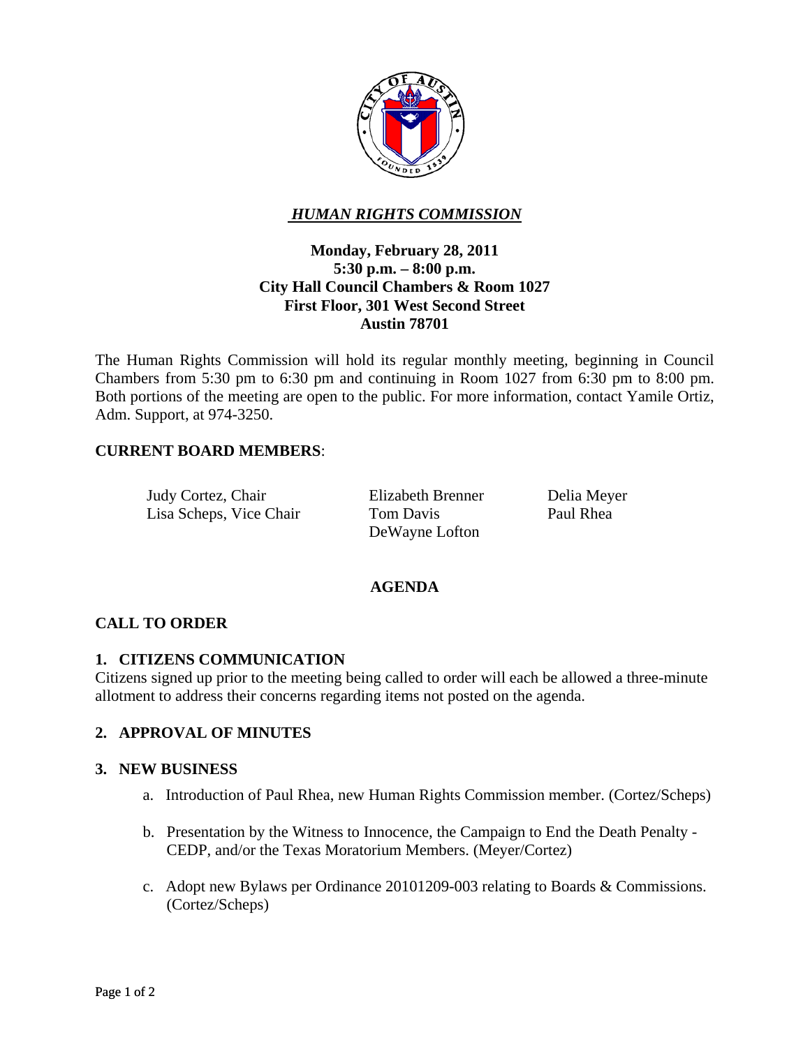# *HUMAN RIGHTS COMMISSION*

**Monday, February 28, 2011**
**5:30 p.m. – 8:00 p.m.**
**City Hall Council Chambers & Room 1027**
**First Floor, 301 West Second Street**
**Austin 78701**

The Human Rights Commission will hold its regular monthly meeting, beginning in Council Chambers from 5:30 pm to 6:30 pm and continuing in Room 1027 from 6:30 pm to 8:00 pm. Both portions of the meeting are open to the public. For more information, contact Yamile Ortiz, Adm. Support, at 974-3250.

## CURRENT BOARD MEMBERS:

Judy Cortez, Chair
Lisa Scheps, Vice Chair
Elizabeth Brenner
Tom Davis
DeWayne Lofton
Delia Meyer
Paul Rhea

## AGENDA

### CALL TO ORDER

### 1. CITIZENS COMMUNICATION

Citizens signed up prior to the meeting being called to order will each be allowed a three-minute allotment to address their concerns regarding items not posted on the agenda.

### 2. APPROVAL OF MINUTES

### 3. NEW BUSINESS

a. Introduction of Paul Rhea, new Human Rights Commission member. (Cortez/Scheps)

b. Presentation by the Witness to Innocence, the Campaign to End the Death Penalty - CEDP, and/or the Texas Moratorium Members. (Meyer/Cortez)

c. Adopt new Bylaws per Ordinance 20101209-003 relating to Boards & Commissions. (Cortez/Scheps)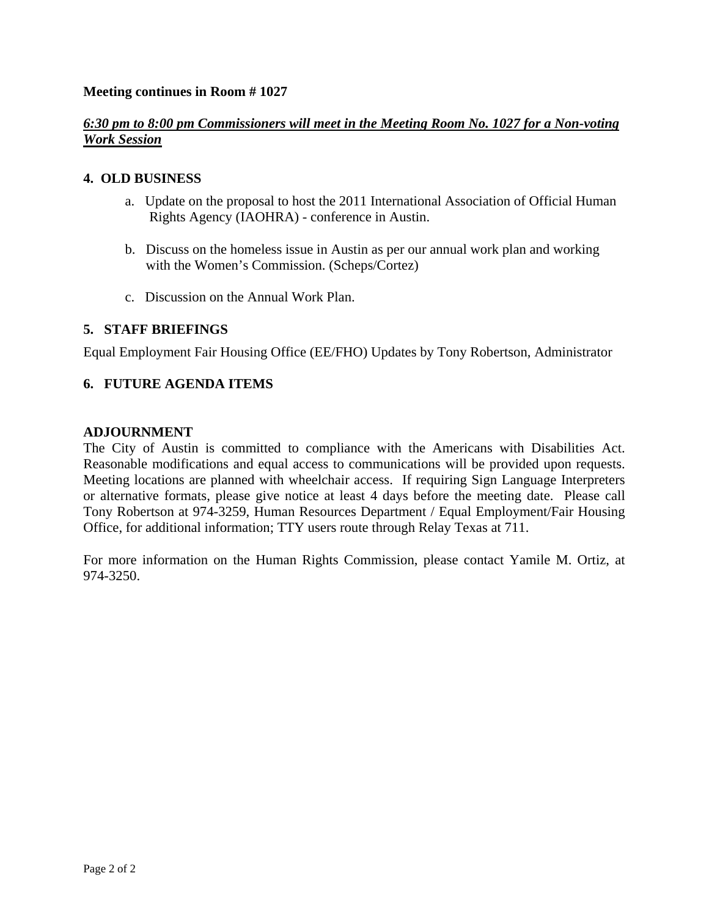**Meeting continues in Room # 1027**

***6:30 pm to 8:00 pm Commissioners will meet in the Meeting Room No. 1027 for a Non-voting Work Session***

## 4. OLD BUSINESS

a. Update on the proposal to host the 2011 International Association of Official Human Rights Agency (IAOHRA) - conference in Austin.

b. Discuss on the homeless issue in Austin as per our annual work plan and working with the Women's Commission. (Scheps/Cortez)

c. Discussion on the Annual Work Plan.

## 5. STAFF BRIEFINGS

Equal Employment Fair Housing Office (EE/FHO) Updates by Tony Robertson, Administrator

## 6. FUTURE AGENDA ITEMS

## ADJOURNMENT

The City of Austin is committed to compliance with the Americans with Disabilities Act. Reasonable modifications and equal access to communications will be provided upon requests. Meeting locations are planned with wheelchair access. If requiring Sign Language Interpreters or alternative formats, please give notice at least 4 days before the meeting date. Please call Tony Robertson at 974-3259, Human Resources Department / Equal Employment/Fair Housing Office, for additional information; TTY users route through Relay Texas at 711.

For more information on the Human Rights Commission, please contact Yamile M. Ortiz, at 974-3250.